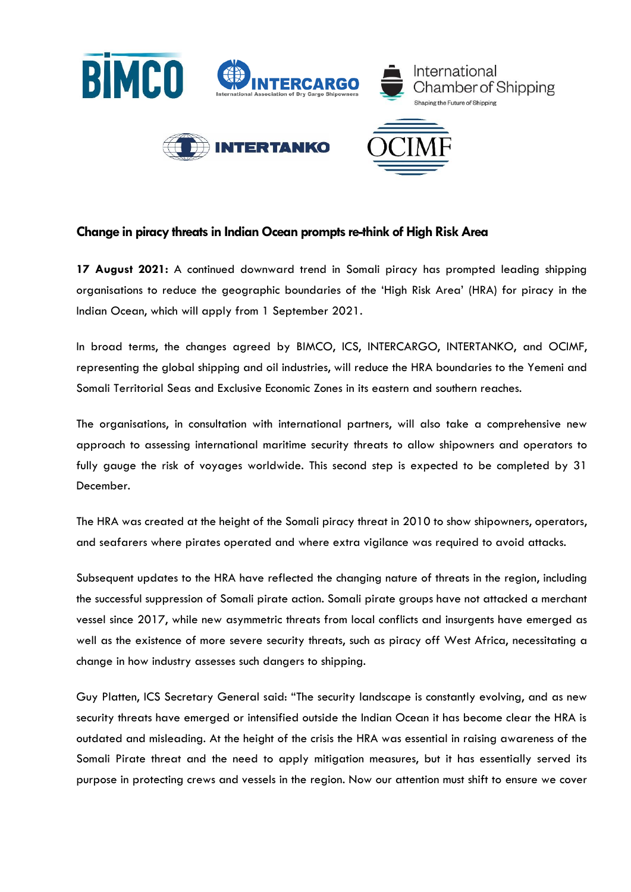BIMCO INTERCARGO International Association of Dry Cargo Shipowners International Chamber of Shipping Shaping the Future of Shipping INTERTANKO OCIMF

## Change in piracy threats in Indian Ocean prompts re-think of High Risk Area

**17 August 2021:** A continued downward trend in Somali piracy has prompted leading shipping organisations to reduce the geographic boundaries of the 'High Risk Area' (HRA) for piracy in the Indian Ocean, which will apply from 1 September 2021.

In broad terms, the changes agreed by BIMCO, ICS, INTERCARGO, INTERTANKO, and OCIMF, representing the global shipping and oil industries, will reduce the HRA boundaries to the Yemeni and Somali Territorial Seas and Exclusive Economic Zones in its eastern and southern reaches.

The organisations, in consultation with international partners, will also take a comprehensive new approach to assessing international maritime security threats to allow shipowners and operators to fully gauge the risk of voyages worldwide. This second step is expected to be completed by 31 December.

The HRA was created at the height of the Somali piracy threat in 2010 to show shipowners, operators, and seafarers where pirates operated and where extra vigilance was required to avoid attacks.

Subsequent updates to the HRA have reflected the changing nature of threats in the region, including the successful suppression of Somali pirate action. Somali pirate groups have not attacked a merchant vessel since 2017, while new asymmetric threats from local conflicts and insurgents have emerged as well as the existence of more severe security threats, such as piracy off West Africa, necessitating a change in how industry assesses such dangers to shipping.

Guy Platten, ICS Secretary General said: "The security landscape is constantly evolving, and as new security threats have emerged or intensified outside the Indian Ocean it has become clear the HRA is outdated and misleading. At the height of the crisis the HRA was essential in raising awareness of the Somali Pirate threat and the need to apply mitigation measures, but it has essentially served its purpose in protecting crews and vessels in the region. Now our attention must shift to ensure we cover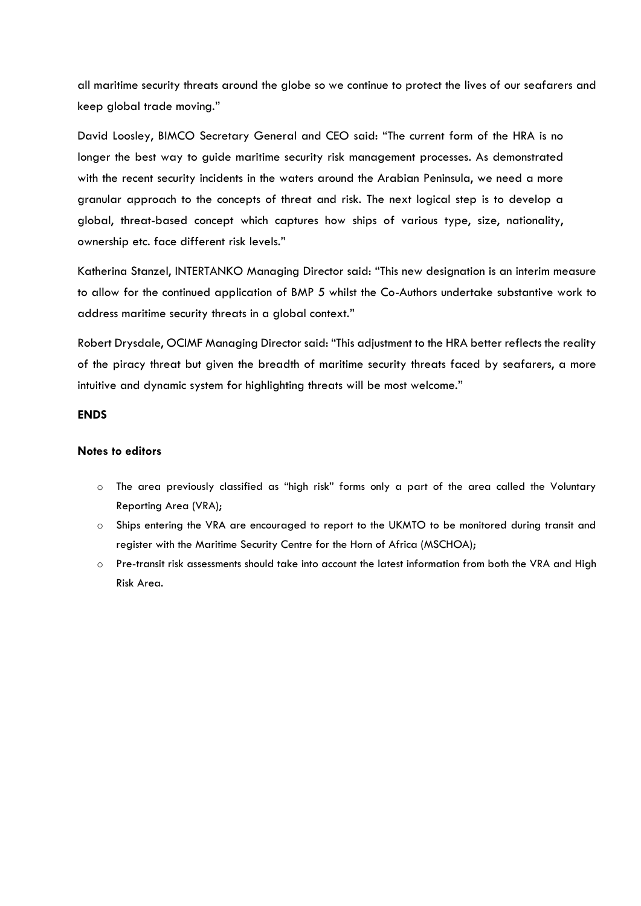all maritime security threats around the globe so we continue to protect the lives of our seafarers and keep global trade moving."

David Loosley, BIMCO Secretary General and CEO said: "The current form of the HRA is no longer the best way to guide maritime security risk management processes. As demonstrated with the recent security incidents in the waters around the Arabian Peninsula, we need a more granular approach to the concepts of threat and risk. The next logical step is to develop a global, threat-based concept which captures how ships of various type, size, nationality, ownership etc. face different risk levels."

Katherina Stanzel, INTERTANKO Managing Director said: "This new designation is an interim measure to allow for the continued application of BMP 5 whilst the Co-Authors undertake substantive work to address maritime security threats in a global context."

Robert Drysdale, OCIMF Managing Director said: "This adjustment to the HRA better reflects the reality of the piracy threat but given the breadth of maritime security threats faced by seafarers, a more intuitive and dynamic system for highlighting threats will be most welcome."

**ENDS**

**Notes to editors**

- The area previously classified as "high risk" forms only a part of the area called the Voluntary Reporting Area (VRA);
- Ships entering the VRA are encouraged to report to the UKMTO to be monitored during transit and register with the Maritime Security Centre for the Horn of Africa (MSCHOA);
- Pre-transit risk assessments should take into account the latest information from both the VRA and High Risk Area.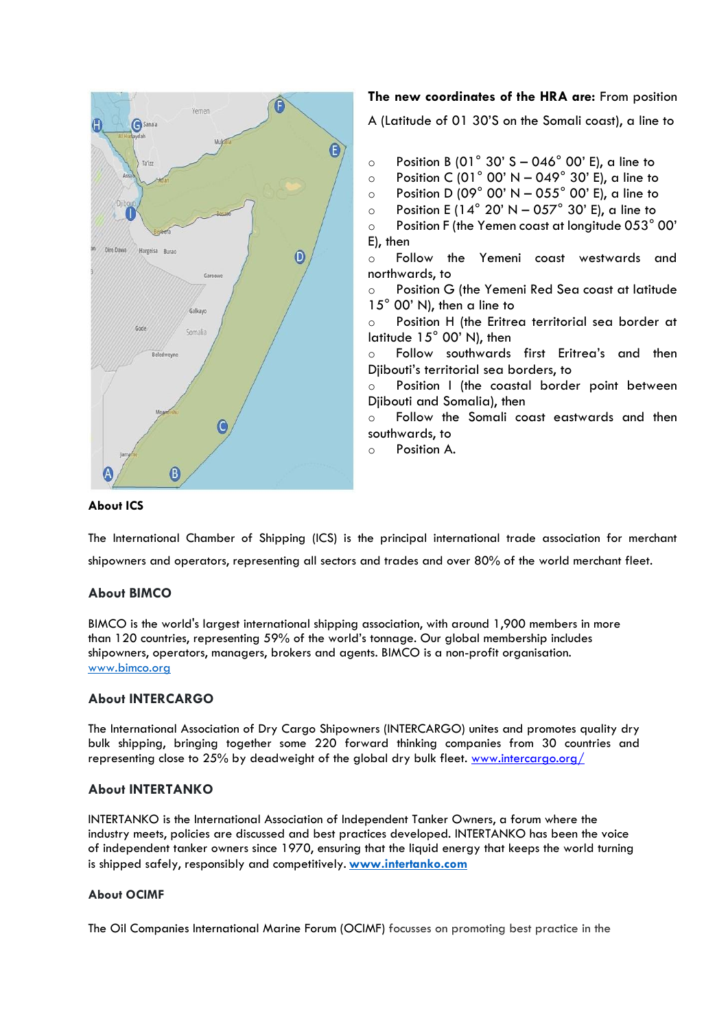**The new coordinates of the HRA are:** From position A (Latitude of 01 30'S on the Somali coast), a line to

- Position B (01° 30' S – 046° 00' E), a line to
- Position C (01° 00' N – 049° 30' E), a line to
- Position D (09° 00' N – 055° 00' E), a line to
- Position E (14° 20' N – 057° 30' E), a line to
- Position F (the Yemen coast at longitude 053° 00' E), then
- Follow the Yemeni coast westwards and northwards, to
- Position G (the Yemeni Red Sea coast at latitude 15° 00' N), then a line to
- Position H (the Eritrea territorial sea border at latitude 15° 00' N), then
- Follow southwards first Eritrea's and then Djibouti's territorial sea borders, to
- Position I (the coastal border point between Djibouti and Somalia), then
- Follow the Somali coast eastwards and then southwards, to
- Position A.

### About ICS

The International Chamber of Shipping (ICS) is the principal international trade association for merchant shipowners and operators, representing all sectors and trades and over 80% of the world merchant fleet.

### About BIMCO

BIMCO is the world's largest international shipping association, with around 1,900 members in more than 120 countries, representing 59% of the world's tonnage. Our global membership includes shipowners, operators, managers, brokers and agents. BIMCO is a non-profit organisation. www.bimco.org

### About INTERCARGO

The International Association of Dry Cargo Shipowners (INTERCARGO) unites and promotes quality dry bulk shipping, bringing together some 220 forward thinking companies from 30 countries and representing close to 25% by deadweight of the global dry bulk fleet. www.intercargo.org/

### About INTERTANKO

INTERTANKO is the International Association of Independent Tanker Owners, a forum where the industry meets, policies are discussed and best practices developed. INTERTANKO has been the voice of independent tanker owners since 1970, ensuring that the liquid energy that keeps the world turning is shipped safely, responsibly and competitively. **www.intertanko.com**

### About OCIMF

The Oil Companies International Marine Forum (OCIMF) focusses on promoting best practice in the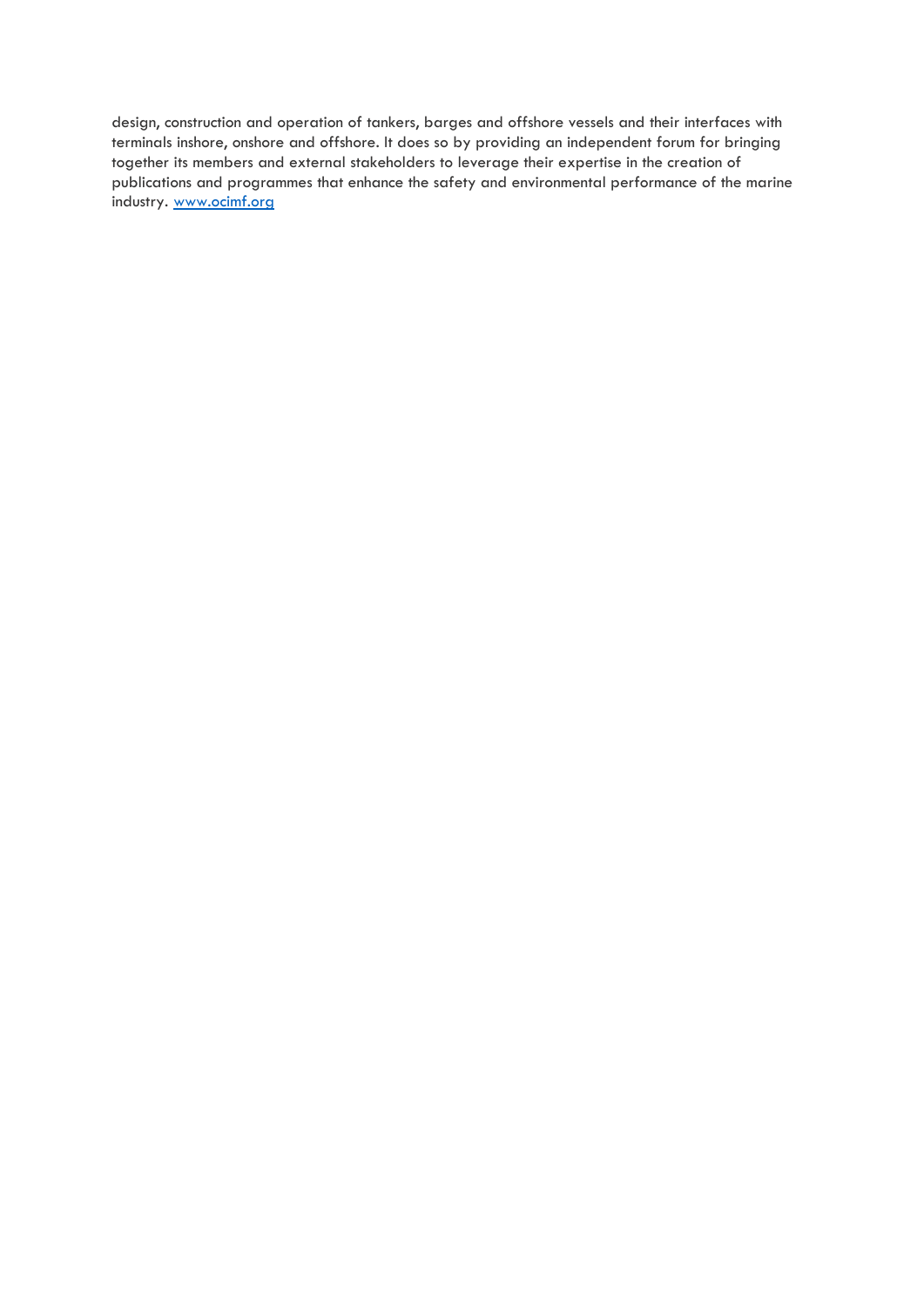design, construction and operation of tankers, barges and offshore vessels and their interfaces with terminals inshore, onshore and offshore. It does so by providing an independent forum for bringing together its members and external stakeholders to leverage their expertise in the creation of publications and programmes that enhance the safety and environmental performance of the marine industry. [www.ocimf.org](http://www.ocimf.org)